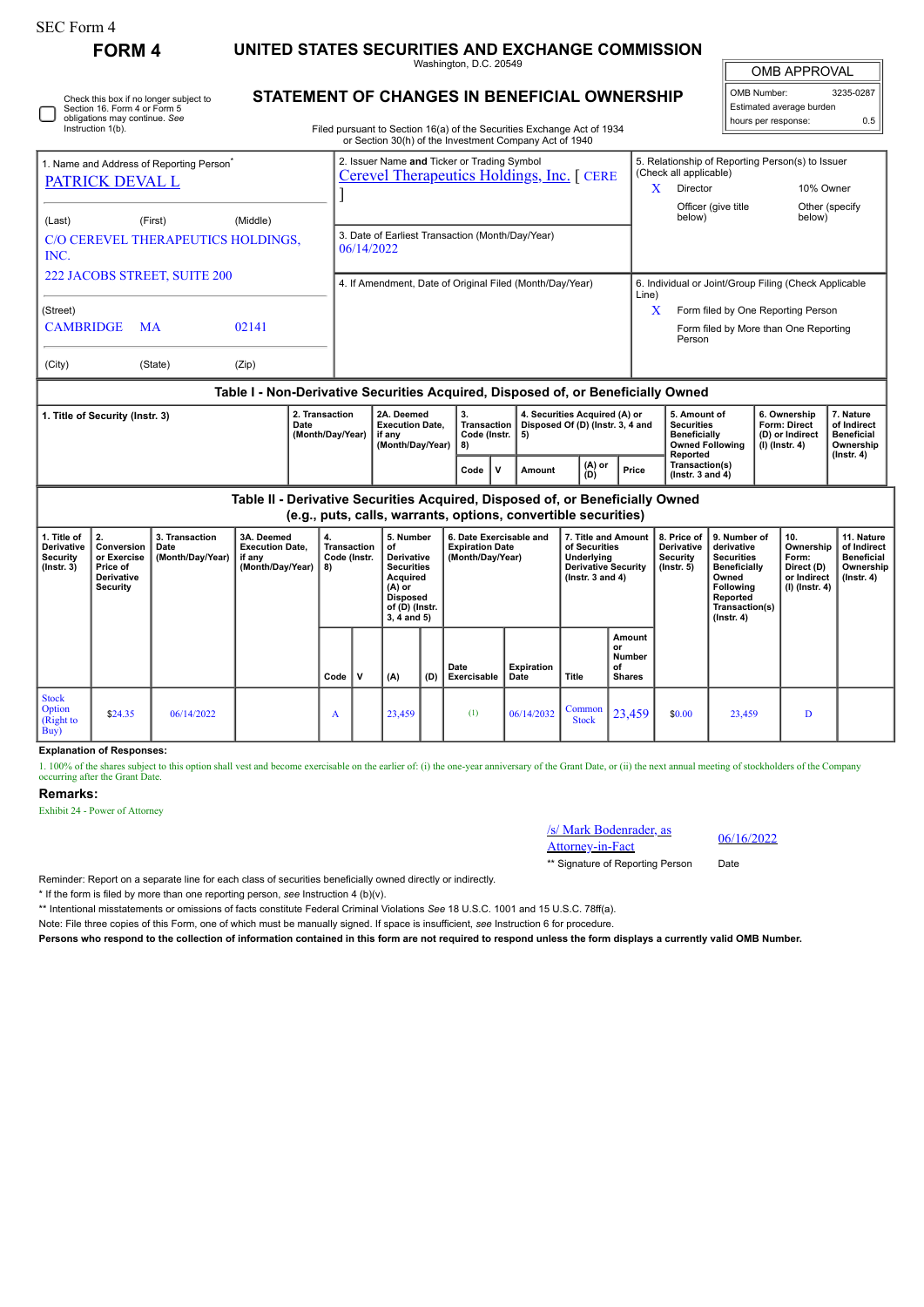SEC Form 4

# FORM 4

## UNITED STATES SECURITIES AND EXCHANGE COMMISSION

Washington, D.C. 20549

## STATEMENT OF CHANGES IN BENEFICIAL OWNERSHIP

Filed pursuant to Section 16(a) of the Securities Exchange Act of 1934 or Section 30(h) of the Investment Company Act of 1940

| OMB APPROVAL | |
|---|---|
| OMB Number: | 3235-0287 |
| Estimated average burden | |
| hours per response: | 0.5 |

☐ Check this box if no longer subject to Section 16. Form 4 or Form 5 obligations may continue. *See* Instruction 1(b).

1. Name and Address of Reporting Person*
PATRICK DEVAL L

(Last) (First) (Middle)
C/O CEREVEL THERAPEUTICS HOLDINGS, INC.
222 JACOBS STREET, SUITE 200

(Street)
CAMBRIDGE MA 02141

(City) (State) (Zip)

2. Issuer Name **and** Ticker or Trading Symbol
Cerevel Therapeutics Holdings, Inc. [ CERE ]

3. Date of Earliest Transaction (Month/Day/Year)
06/14/2022

4. If Amendment, Date of Original Filed (Month/Day/Year)

5. Relationship of Reporting Person(s) to Issuer (Check all applicable)
X Director
10% Owner
Officer (give title below)
Other (specify below)

6. Individual or Joint/Group Filing (Check Applicable Line)
X Form filed by One Reporting Person
Form filed by More than One Reporting Person

### Table I - Non-Derivative Securities Acquired, Disposed of, or Beneficially Owned

| 1. Title of Security (Instr. 3) | 2. Transaction Date (Month/Day/Year) | 2A. Deemed Execution Date, if any (Month/Day/Year) | 3. Transaction Code (Instr. 8) | | 4. Securities Acquired (A) or Disposed Of (D) (Instr. 3, 4 and 5) | | | 5. Amount of Securities Beneficially Owned Following Reported Transaction(s) (Instr. 3 and 4) | 6. Ownership Form: Direct (D) or Indirect (I) (Instr. 4) | 7. Nature of Indirect Beneficial Ownership (Instr. 4) |
|---|---|---|---|---|---|---|---|---|---|---|
| | | | Code | V | Amount | (A) or (D) | Price | | | |

### Table II - Derivative Securities Acquired, Disposed of, or Beneficially Owned (e.g., puts, calls, warrants, options, convertible securities)

| 1. Title of Derivative Security (Instr. 3) | 2. Conversion or Exercise Price of Derivative Security | 3. Transaction Date (Month/Day/Year) | 3A. Deemed Execution Date, if any (Month/Day/Year) | 4. Transaction Code (Instr. 8) | | 5. Number of Derivative Securities Acquired (A) or Disposed of (D) (Instr. 3, 4 and 5) | | 6. Date Exercisable and Expiration Date (Month/Day/Year) | | 7. Title and Amount of Securities Underlying Derivative Security (Instr. 3 and 4) | | 8. Price of Derivative Security (Instr. 5) | 9. Number of derivative Securities Beneficially Owned Following Reported Transaction(s) (Instr. 4) | 10. Ownership Form: Direct (D) or Indirect (I) (Instr. 4) | 11. Nature of Indirect Beneficial Ownership (Instr. 4) |
|---|---|---|---|---|---|---|---|---|---|---|---|---|---|---|---|
| | | | | Code | V | (A) | (D) | Date Exercisable | Expiration Date | Title | Amount or Number of Shares | | | | |
| Stock Option (Right to Buy) | $24.35 | 06/14/2022 | | A | | 23,459 | | (1) | 06/14/2032 | Common Stock | 23,459 | $0.00 | 23,459 | D | |

**Explanation of Responses:**

1. 100% of the shares subject to this option shall vest and become exercisable on the earlier of: (i) the one-year anniversary of the Grant Date, or (ii) the next annual meeting of stockholders of the Company occurring after the Grant Date.

**Remarks:**

Exhibit 24 - Power of Attorney

/s/ Mark Bodenrader, as Attorney-in-Fact 06/16/2022

** Signature of Reporting Person Date

Reminder: Report on a separate line for each class of securities beneficially owned directly or indirectly.

\* If the form is filed by more than one reporting person, *see* Instruction 4 (b)(v).

** Intentional misstatements or omissions of facts constitute Federal Criminal Violations *See* 18 U.S.C. 1001 and 15 U.S.C. 78ff(a).

Note: File three copies of this Form, one of which must be manually signed. If space is insufficient, *see* Instruction 6 for procedure.

**Persons who respond to the collection of information contained in this form are not required to respond unless the form displays a currently valid OMB Number.**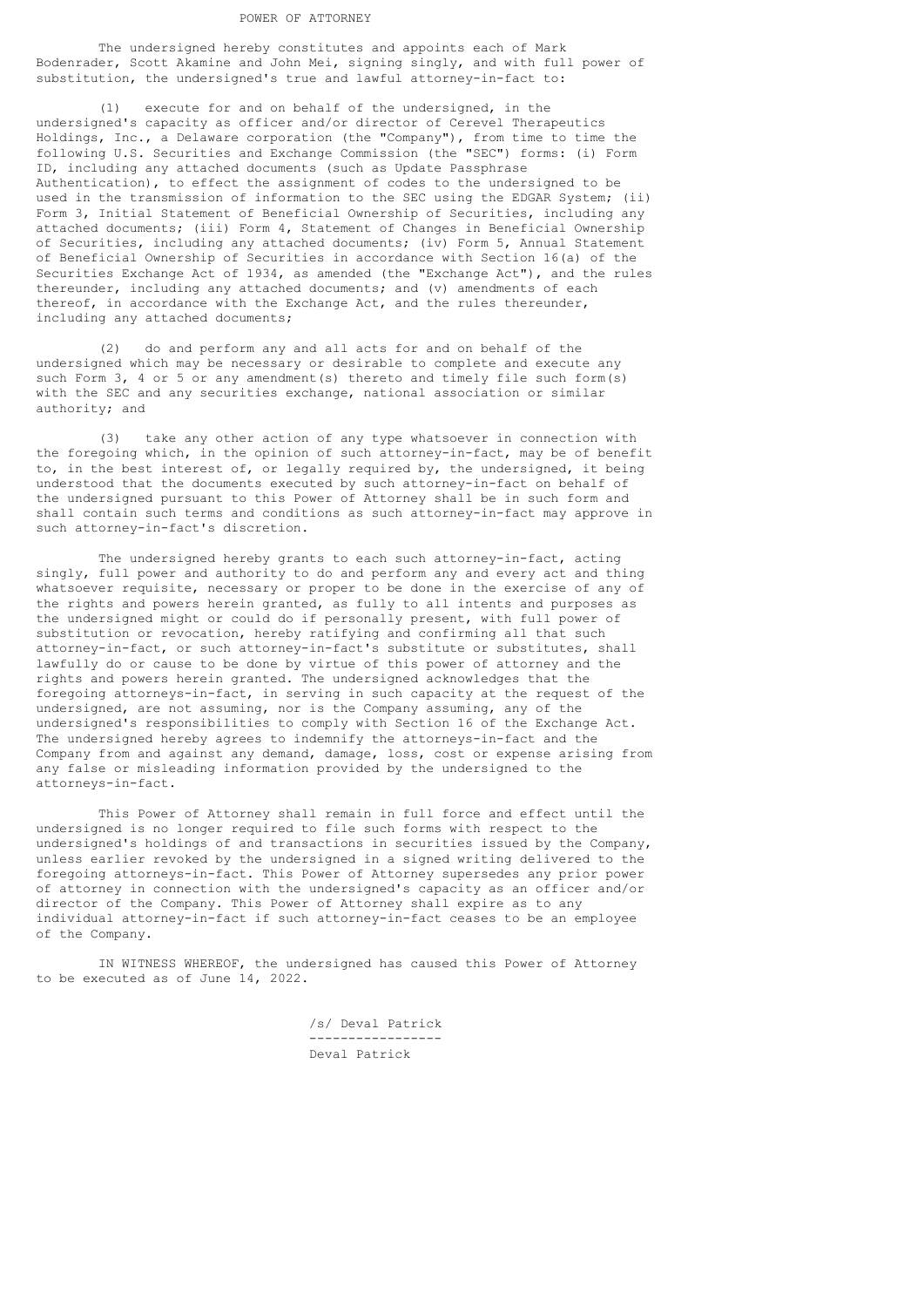# POWER OF ATTORNEY

The undersigned hereby constitutes and appoints each of Mark Bodenrader, Scott Akamine and John Mei, signing singly, and with full power of substitution, the undersigned's true and lawful attorney-in-fact to:

(1) execute for and on behalf of the undersigned, in the undersigned's capacity as officer and/or director of Cerevel Therapeutics Holdings, Inc., a Delaware corporation (the "Company"), from time to time the following U.S. Securities and Exchange Commission (the "SEC") forms: (i) Form ID, including any attached documents (such as Update Passphrase Authentication), to effect the assignment of codes to the undersigned to be used in the transmission of information to the SEC using the EDGAR System; (ii) Form 3, Initial Statement of Beneficial Ownership of Securities, including any attached documents; (iii) Form 4, Statement of Changes in Beneficial Ownership of Securities, including any attached documents; (iv) Form 5, Annual Statement of Beneficial Ownership of Securities in accordance with Section 16(a) of the Securities Exchange Act of 1934, as amended (the "Exchange Act"), and the rules thereunder, including any attached documents; and (v) amendments of each thereof, in accordance with the Exchange Act, and the rules thereunder, including any attached documents;

(2) do and perform any and all acts for and on behalf of the undersigned which may be necessary or desirable to complete and execute any such Form 3, 4 or 5 or any amendment(s) thereto and timely file such form(s) with the SEC and any securities exchange, national association or similar authority; and

(3) take any other action of any type whatsoever in connection with the foregoing which, in the opinion of such attorney-in-fact, may be of benefit to, in the best interest of, or legally required by, the undersigned, it being understood that the documents executed by such attorney-in-fact on behalf of the undersigned pursuant to this Power of Attorney shall be in such form and shall contain such terms and conditions as such attorney-in-fact may approve in such attorney-in-fact's discretion.

The undersigned hereby grants to each such attorney-in-fact, acting singly, full power and authority to do and perform any and every act and thing whatsoever requisite, necessary or proper to be done in the exercise of any of the rights and powers herein granted, as fully to all intents and purposes as the undersigned might or could do if personally present, with full power of substitution or revocation, hereby ratifying and confirming all that such attorney-in-fact, or such attorney-in-fact's substitute or substitutes, shall lawfully do or cause to be done by virtue of this power of attorney and the rights and powers herein granted. The undersigned acknowledges that the foregoing attorneys-in-fact, in serving in such capacity at the request of the undersigned, are not assuming, nor is the Company assuming, any of the undersigned's responsibilities to comply with Section 16 of the Exchange Act. The undersigned hereby agrees to indemnify the attorneys-in-fact and the Company from and against any demand, damage, loss, cost or expense arising from any false or misleading information provided by the undersigned to the attorneys-in-fact.

This Power of Attorney shall remain in full force and effect until the undersigned is no longer required to file such forms with respect to the undersigned's holdings of and transactions in securities issued by the Company, unless earlier revoked by the undersigned in a signed writing delivered to the foregoing attorneys-in-fact. This Power of Attorney supersedes any prior power of attorney in connection with the undersigned's capacity as an officer and/or director of the Company. This Power of Attorney shall expire as to any individual attorney-in-fact if such attorney-in-fact ceases to be an employee of the Company.

IN WITNESS WHEREOF, the undersigned has caused this Power of Attorney to be executed as of June 14, 2022.

/s/ Deval Patrick

-----------------

Deval Patrick